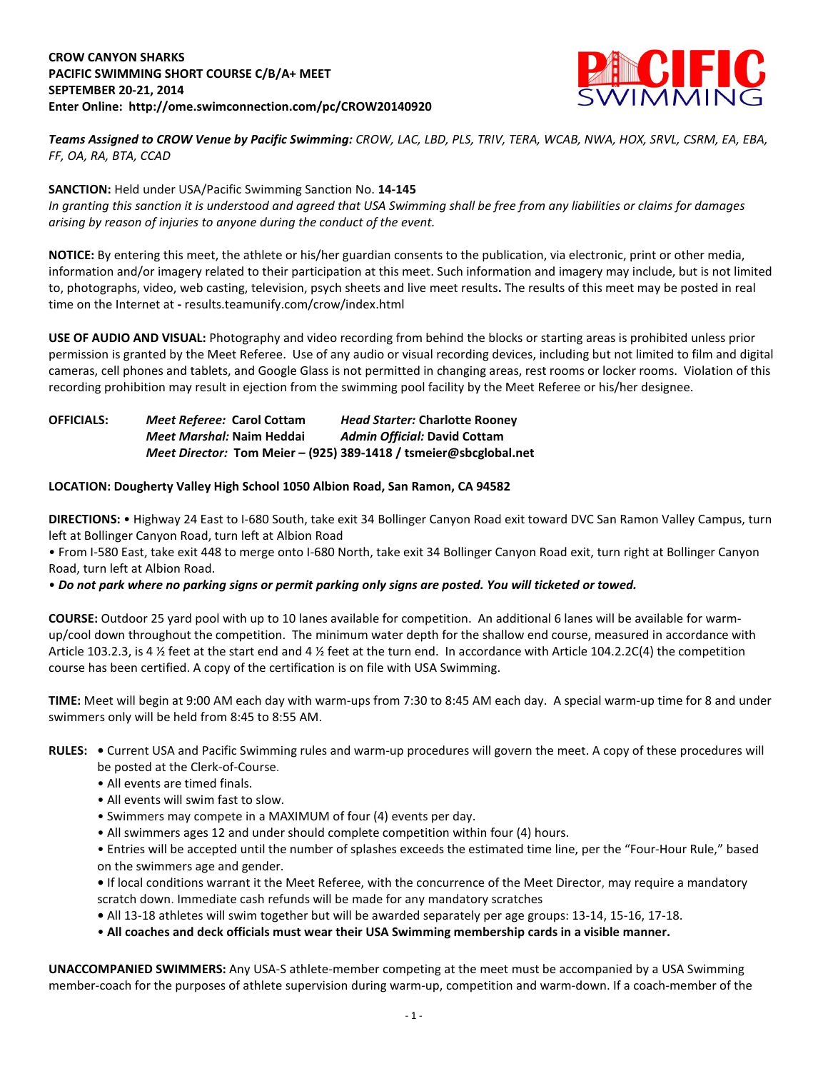**CROW CANYON SHARKS**
**PACIFIC SWIMMING SHORT COURSE C/B/A+ MEET**
**SEPTEMBER 20-21, 2014**
**Enter Online: http://ome.swimconnection.com/pc/CROW20140920**

***Teams Assigned to CROW Venue by Pacific Swimming:*** *CROW, LAC, LBD, PLS, TRIV, TERA, WCAB, NWA, HOX, SRVL, CSRM, EA, EBA, FF, OA, RA, BTA, CCAD*

**SANCTION:** Held under USA/Pacific Swimming Sanction No. **14-145**
*In granting this sanction it is understood and agreed that USA Swimming shall be free from any liabilities or claims for damages arising by reason of injuries to anyone during the conduct of the event.*

**NOTICE:** By entering this meet, the athlete or his/her guardian consents to the publication, via electronic, print or other media, information and/or imagery related to their participation at this meet. Such information and imagery may include, but is not limited to, photographs, video, web casting, television, psych sheets and live meet results**.** The results of this meet may be posted in real time on the Internet at **-** results.teamunify.com/crow/index.html

**USE OF AUDIO AND VISUAL:** Photography and video recording from behind the blocks or starting areas is prohibited unless prior permission is granted by the Meet Referee. Use of any audio or visual recording devices, including but not limited to film and digital cameras, cell phones and tablets, and Google Glass is not permitted in changing areas, rest rooms or locker rooms. Violation of this recording prohibition may result in ejection from the swimming pool facility by the Meet Referee or his/her designee.

**OFFICIALS:** ***Meet Referee:*** **Carol Cottam** ***Head Starter:*** **Charlotte Rooney**
***Meet Marshal:*** **Naim Heddai** ***Admin Official:*** **David Cottam**
***Meet Director:*** **Tom Meier – (925) 389-1418 / tsmeier@sbcglobal.net**

**LOCATION: Dougherty Valley High School 1050 Albion Road, San Ramon, CA 94582**

**DIRECTIONS:** • Highway 24 East to I-680 South, take exit 34 Bollinger Canyon Road exit toward DVC San Ramon Valley Campus, turn left at Bollinger Canyon Road, turn left at Albion Road

• From I-580 East, take exit 448 to merge onto I-680 North, take exit 34 Bollinger Canyon Road exit, turn right at Bollinger Canyon Road, turn left at Albion Road.

• ***Do not park where no parking signs or permit parking only signs are posted. You will ticketed or towed.***

**COURSE:** Outdoor 25 yard pool with up to 10 lanes available for competition. An additional 6 lanes will be available for warm-up/cool down throughout the competition. The minimum water depth for the shallow end course, measured in accordance with Article 103.2.3, is 4 ½ feet at the start end and 4 ½ feet at the turn end. In accordance with Article 104.2.2C(4) the competition course has been certified. A copy of the certification is on file with USA Swimming.

**TIME:** Meet will begin at 9:00 AM each day with warm-ups from 7:30 to 8:45 AM each day. A special warm-up time for 8 and under swimmers only will be held from 8:45 to 8:55 AM.

**RULES:**
- Current USA and Pacific Swimming rules and warm-up procedures will govern the meet. A copy of these procedures will be posted at the Clerk-of-Course.
- All events are timed finals.
- All events will swim fast to slow.
- Swimmers may compete in a MAXIMUM of four (4) events per day.
- All swimmers ages 12 and under should complete competition within four (4) hours.
- Entries will be accepted until the number of splashes exceeds the estimated time line, per the "Four-Hour Rule," based on the swimmers age and gender.
- If local conditions warrant it the Meet Referee, with the concurrence of the Meet Director, may require a mandatory scratch down. Immediate cash refunds will be made for any mandatory scratches
- All 13-18 athletes will swim together but will be awarded separately per age groups: 13-14, 15-16, 17-18.
- **All coaches and deck officials must wear their USA Swimming membership cards in a visible manner.**

**UNACCOMPANIED SWIMMERS:** Any USA-S athlete-member competing at the meet must be accompanied by a USA Swimming member-coach for the purposes of athlete supervision during warm-up, competition and warm-down. If a coach-member of the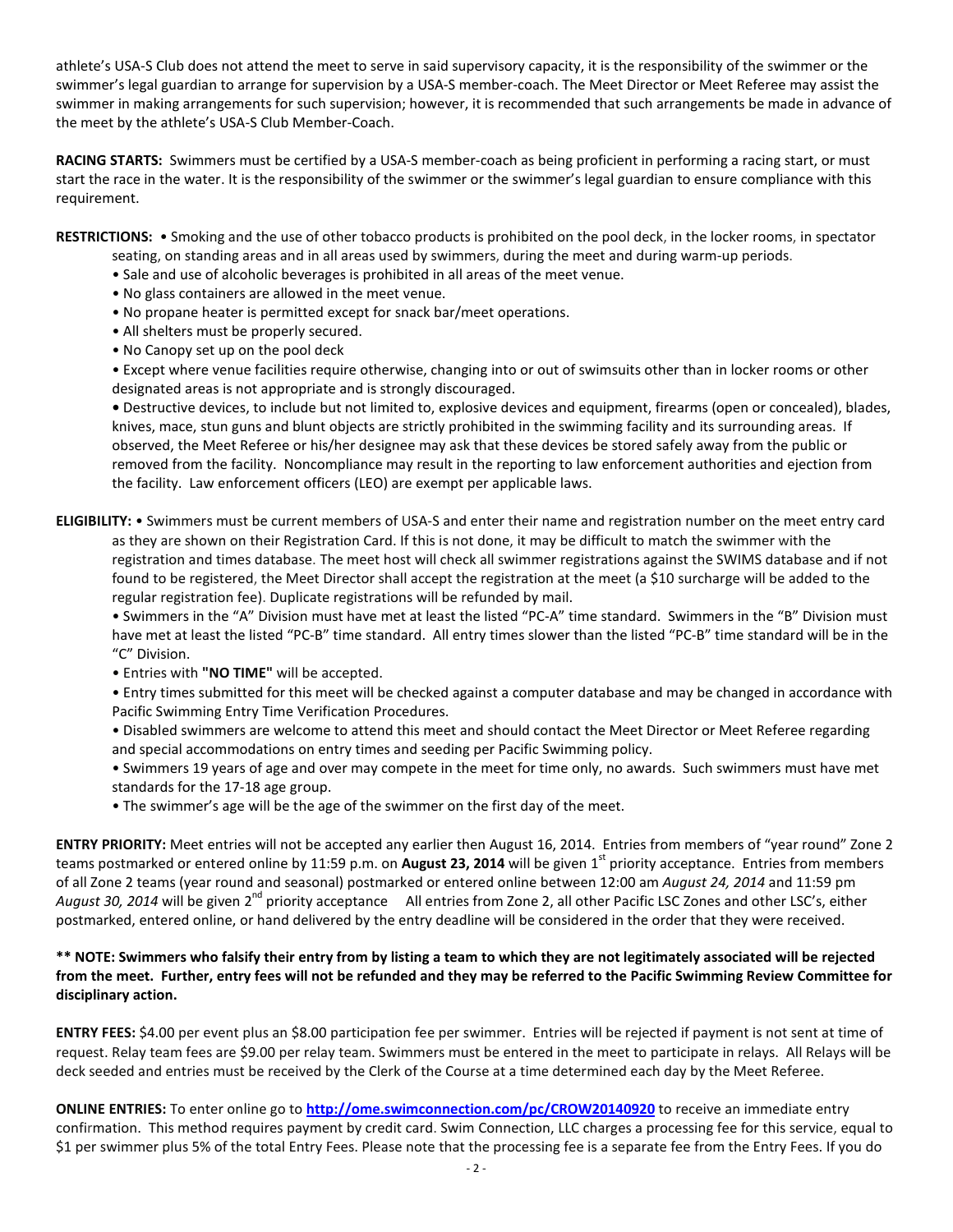athlete's USA-S Club does not attend the meet to serve in said supervisory capacity, it is the responsibility of the swimmer or the swimmer's legal guardian to arrange for supervision by a USA-S member-coach. The Meet Director or Meet Referee may assist the swimmer in making arrangements for such supervision; however, it is recommended that such arrangements be made in advance of the meet by the athlete's USA-S Club Member-Coach.

**RACING STARTS:** Swimmers must be certified by a USA-S member-coach as being proficient in performing a racing start, or must start the race in the water. It is the responsibility of the swimmer or the swimmer's legal guardian to ensure compliance with this requirement.

**RESTRICTIONS:** • Smoking and the use of other tobacco products is prohibited on the pool deck, in the locker rooms, in spectator seating, on standing areas and in all areas used by swimmers, during the meet and during warm-up periods.

- Sale and use of alcoholic beverages is prohibited in all areas of the meet venue.
- No glass containers are allowed in the meet venue.
- No propane heater is permitted except for snack bar/meet operations.
- All shelters must be properly secured.
- No Canopy set up on the pool deck
- Except where venue facilities require otherwise, changing into or out of swimsuits other than in locker rooms or other designated areas is not appropriate and is strongly discouraged.
- Destructive devices, to include but not limited to, explosive devices and equipment, firearms (open or concealed), blades, knives, mace, stun guns and blunt objects are strictly prohibited in the swimming facility and its surrounding areas. If observed, the Meet Referee or his/her designee may ask that these devices be stored safely away from the public or removed from the facility. Noncompliance may result in the reporting to law enforcement authorities and ejection from the facility. Law enforcement officers (LEO) are exempt per applicable laws.

**ELIGIBILITY:** • Swimmers must be current members of USA-S and enter their name and registration number on the meet entry card as they are shown on their Registration Card. If this is not done, it may be difficult to match the swimmer with the registration and times database. The meet host will check all swimmer registrations against the SWIMS database and if not found to be registered, the Meet Director shall accept the registration at the meet (a $10 surcharge will be added to the regular registration fee). Duplicate registrations will be refunded by mail.

- Swimmers in the "A" Division must have met at least the listed "PC-A" time standard. Swimmers in the "B" Division must have met at least the listed "PC-B" time standard. All entry times slower than the listed "PC-B" time standard will be in the "C" Division.
- Entries with **"NO TIME"** will be accepted.
- Entry times submitted for this meet will be checked against a computer database and may be changed in accordance with Pacific Swimming Entry Time Verification Procedures.
- Disabled swimmers are welcome to attend this meet and should contact the Meet Director or Meet Referee regarding and special accommodations on entry times and seeding per Pacific Swimming policy.
- Swimmers 19 years of age and over may compete in the meet for time only, no awards. Such swimmers must have met standards for the 17-18 age group.
- The swimmer's age will be the age of the swimmer on the first day of the meet.

**ENTRY PRIORITY:** Meet entries will not be accepted any earlier then August 16, 2014. Entries from members of "year round" Zone 2 teams postmarked or entered online by 11:59 p.m. on **August 23, 2014** will be given 1st priority acceptance. Entries from members of all Zone 2 teams (year round and seasonal) postmarked or entered online between 12:00 am *August 24, 2014* and 11:59 pm *August 30, 2014* will be given 2nd priority acceptance All entries from Zone 2, all other Pacific LSC Zones and other LSC's, either postmarked, entered online, or hand delivered by the entry deadline will be considered in the order that they were received.

**\*\* NOTE: Swimmers who falsify their entry from by listing a team to which they are not legitimately associated will be rejected from the meet. Further, entry fees will not be refunded and they may be referred to the Pacific Swimming Review Committee for disciplinary action.**

**ENTRY FEES:** $4.00 per event plus an $8.00 participation fee per swimmer. Entries will be rejected if payment is not sent at time of request. Relay team fees are $9.00 per relay team. Swimmers must be entered in the meet to participate in relays. All Relays will be deck seeded and entries must be received by the Clerk of the Course at a time determined each day by the Meet Referee.

**ONLINE ENTRIES:** To enter online go to **http://ome.swimconnection.com/pc/CROW20140920** to receive an immediate entry confirmation. This method requires payment by credit card. Swim Connection, LLC charges a processing fee for this service, equal to $1 per swimmer plus 5% of the total Entry Fees. Please note that the processing fee is a separate fee from the Entry Fees. If you do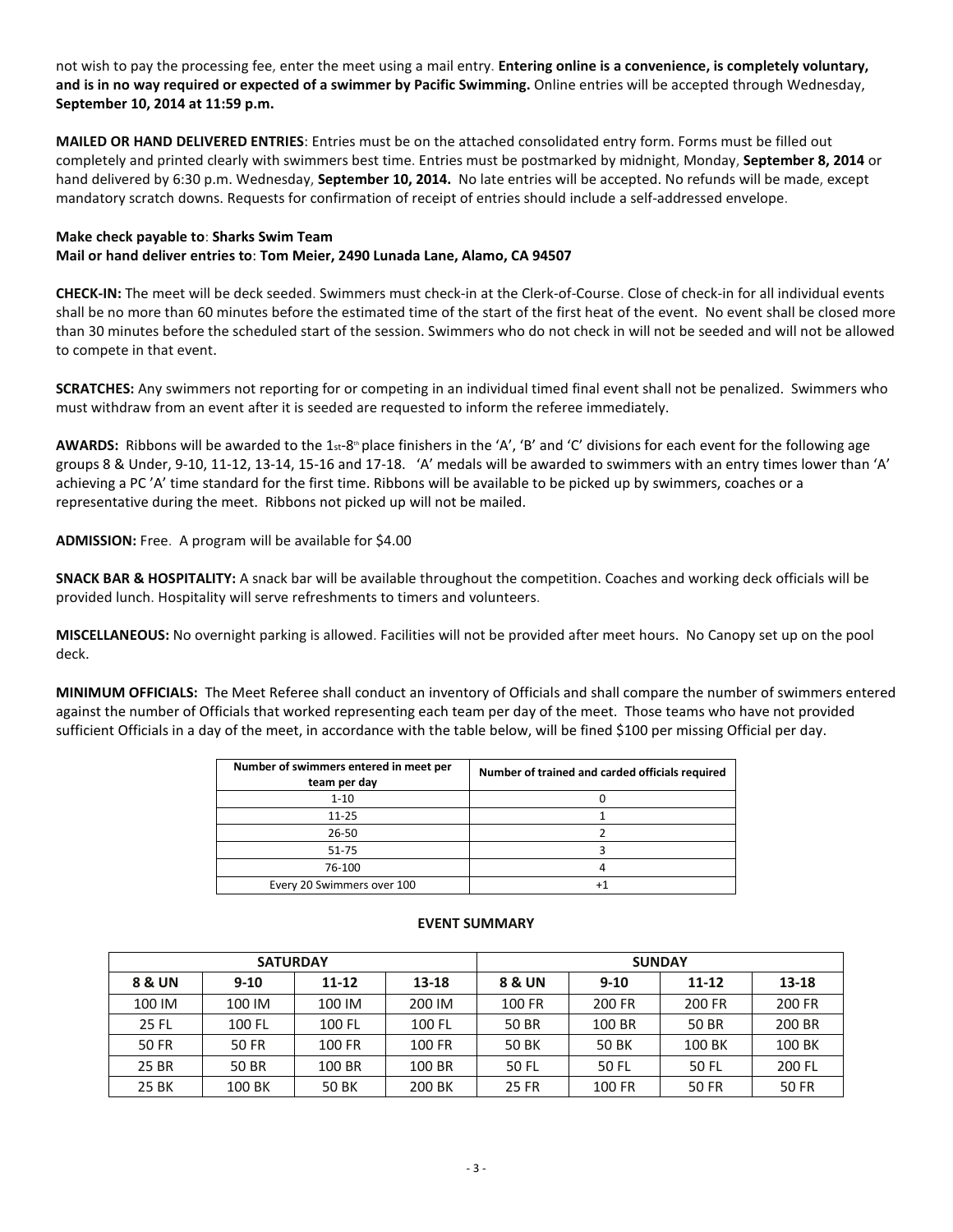not wish to pay the processing fee, enter the meet using a mail entry. **Entering online is a convenience, is completely voluntary, and is in no way required or expected of a swimmer by Pacific Swimming.** Online entries will be accepted through Wednesday, **September 10, 2014 at 11:59 p.m.**

**MAILED OR HAND DELIVERED ENTRIES**: Entries must be on the attached consolidated entry form. Forms must be filled out completely and printed clearly with swimmers best time. Entries must be postmarked by midnight, Monday, **September 8, 2014** or hand delivered by 6:30 p.m. Wednesday, **September 10, 2014.** No late entries will be accepted. No refunds will be made, except mandatory scratch downs. Requests for confirmation of receipt of entries should include a self-addressed envelope.

**Make check payable to**: **Sharks Swim Team**
**Mail or hand deliver entries to**: **Tom Meier, 2490 Lunada Lane, Alamo, CA 94507**

**CHECK-IN:** The meet will be deck seeded. Swimmers must check-in at the Clerk-of-Course. Close of check-in for all individual events shall be no more than 60 minutes before the estimated time of the start of the first heat of the event. No event shall be closed more than 30 minutes before the scheduled start of the session. Swimmers who do not check in will not be seeded and will not be allowed to compete in that event.

**SCRATCHES:** Any swimmers not reporting for or competing in an individual timed final event shall not be penalized. Swimmers who must withdraw from an event after it is seeded are requested to inform the referee immediately.

**AWARDS:** Ribbons will be awarded to the 1st-8th place finishers in the 'A', 'B' and 'C' divisions for each event for the following age groups 8 & Under, 9-10, 11-12, 13-14, 15-16 and 17-18. 'A' medals will be awarded to swimmers with an entry times lower than 'A' achieving a PC 'A' time standard for the first time. Ribbons will be available to be picked up by swimmers, coaches or a representative during the meet. Ribbons not picked up will not be mailed.

**ADMISSION:** Free. A program will be available for $4.00

**SNACK BAR & HOSPITALITY:** A snack bar will be available throughout the competition. Coaches and working deck officials will be provided lunch. Hospitality will serve refreshments to timers and volunteers.

**MISCELLANEOUS:** No overnight parking is allowed. Facilities will not be provided after meet hours. No Canopy set up on the pool deck.

**MINIMUM OFFICIALS:** The Meet Referee shall conduct an inventory of Officials and shall compare the number of swimmers entered against the number of Officials that worked representing each team per day of the meet. Those teams who have not provided sufficient Officials in a day of the meet, in accordance with the table below, will be fined $100 per missing Official per day.

| Number of swimmers entered in meet per team per day | Number of trained and carded officials required |
|---|---|
| 1-10 | 0 |
| 11-25 | 1 |
| 26-50 | 2 |
| 51-75 | 3 |
| 76-100 | 4 |
| Every 20 Swimmers over 100 | +1 |

## EVENT SUMMARY

| SATURDAY | | | | SUNDAY | | | |
|---|---|---|---|---|---|---|---|
| **8 & UN** | **9-10** | **11-12** | **13-18** | **8 & UN** | **9-10** | **11-12** | **13-18** |
| 100 IM | 100 IM | 100 IM | 200 IM | 100 FR | 200 FR | 200 FR | 200 FR |
| 25 FL | 100 FL | 100 FL | 100 FL | 50 BR | 100 BR | 50 BR | 200 BR |
| 50 FR | 50 FR | 100 FR | 100 FR | 50 BK | 50 BK | 100 BK | 100 BK |
| 25 BR | 50 BR | 100 BR | 100 BR | 50 FL | 50 FL | 50 FL | 200 FL |
| 25 BK | 100 BK | 50 BK | 200 BK | 25 FR | 100 FR | 50 FR | 50 FR |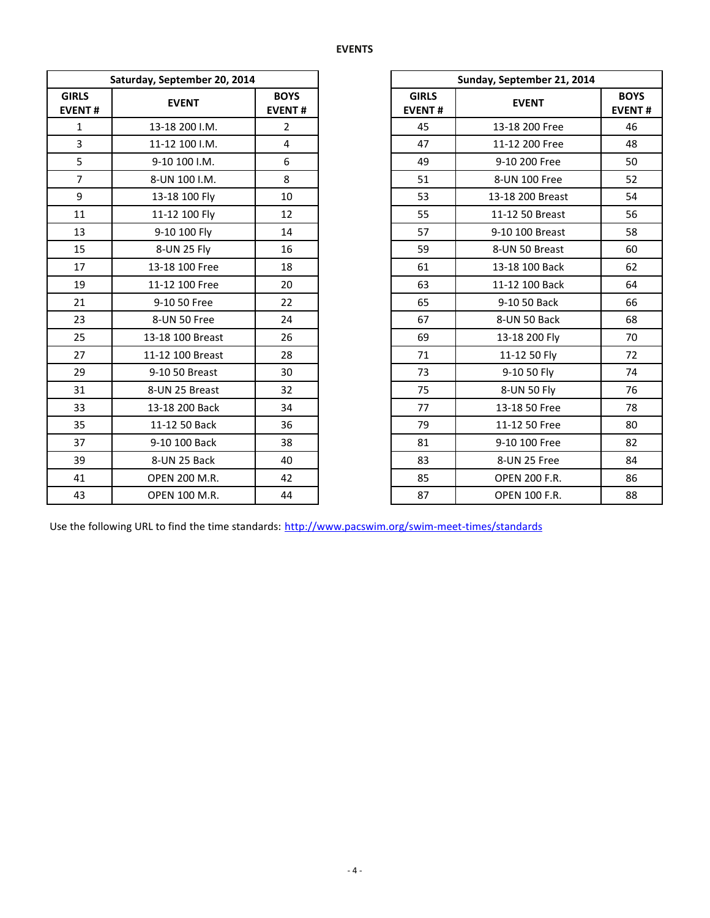# EVENTS

| Saturday, September 20, 2014 | | |
|---|---|---|
| **GIRLS EVENT #** | **EVENT** | **BOYS EVENT #** |
| 1 | 13-18 200 I.M. | 2 |
| 3 | 11-12 100 I.M. | 4 |
| 5 | 9-10 100 I.M. | 6 |
| 7 | 8-UN 100 I.M. | 8 |
| 9 | 13-18 100 Fly | 10 |
| 11 | 11-12 100 Fly | 12 |
| 13 | 9-10 100 Fly | 14 |
| 15 | 8-UN 25 Fly | 16 |
| 17 | 13-18 100 Free | 18 |
| 19 | 11-12 100 Free | 20 |
| 21 | 9-10 50 Free | 22 |
| 23 | 8-UN 50 Free | 24 |
| 25 | 13-18 100 Breast | 26 |
| 27 | 11-12 100 Breast | 28 |
| 29 | 9-10 50 Breast | 30 |
| 31 | 8-UN 25 Breast | 32 |
| 33 | 13-18 200 Back | 34 |
| 35 | 11-12 50 Back | 36 |
| 37 | 9-10 100 Back | 38 |
| 39 | 8-UN 25 Back | 40 |
| 41 | OPEN 200 M.R. | 42 |
| 43 | OPEN 100 M.R. | 44 |

| Sunday, September 21, 2014 | | |
|---|---|---|
| **GIRLS EVENT #** | **EVENT** | **BOYS EVENT #** |
| 45 | 13-18 200 Free | 46 |
| 47 | 11-12 200 Free | 48 |
| 49 | 9-10 200 Free | 50 |
| 51 | 8-UN 100 Free | 52 |
| 53 | 13-18 200 Breast | 54 |
| 55 | 11-12 50 Breast | 56 |
| 57 | 9-10 100 Breast | 58 |
| 59 | 8-UN 50 Breast | 60 |
| 61 | 13-18 100 Back | 62 |
| 63 | 11-12 100 Back | 64 |
| 65 | 9-10 50 Back | 66 |
| 67 | 8-UN 50 Back | 68 |
| 69 | 13-18 200 Fly | 70 |
| 71 | 11-12 50 Fly | 72 |
| 73 | 9-10 50 Fly | 74 |
| 75 | 8-UN 50 Fly | 76 |
| 77 | 13-18 50 Free | 78 |
| 79 | 11-12 50 Free | 80 |
| 81 | 9-10 100 Free | 82 |
| 83 | 8-UN 25 Free | 84 |
| 85 | OPEN 200 F.R. | 86 |
| 87 | OPEN 100 F.R. | 88 |

Use the following URL to find the time standards: http://www.pacswim.org/swim-meet-times/standards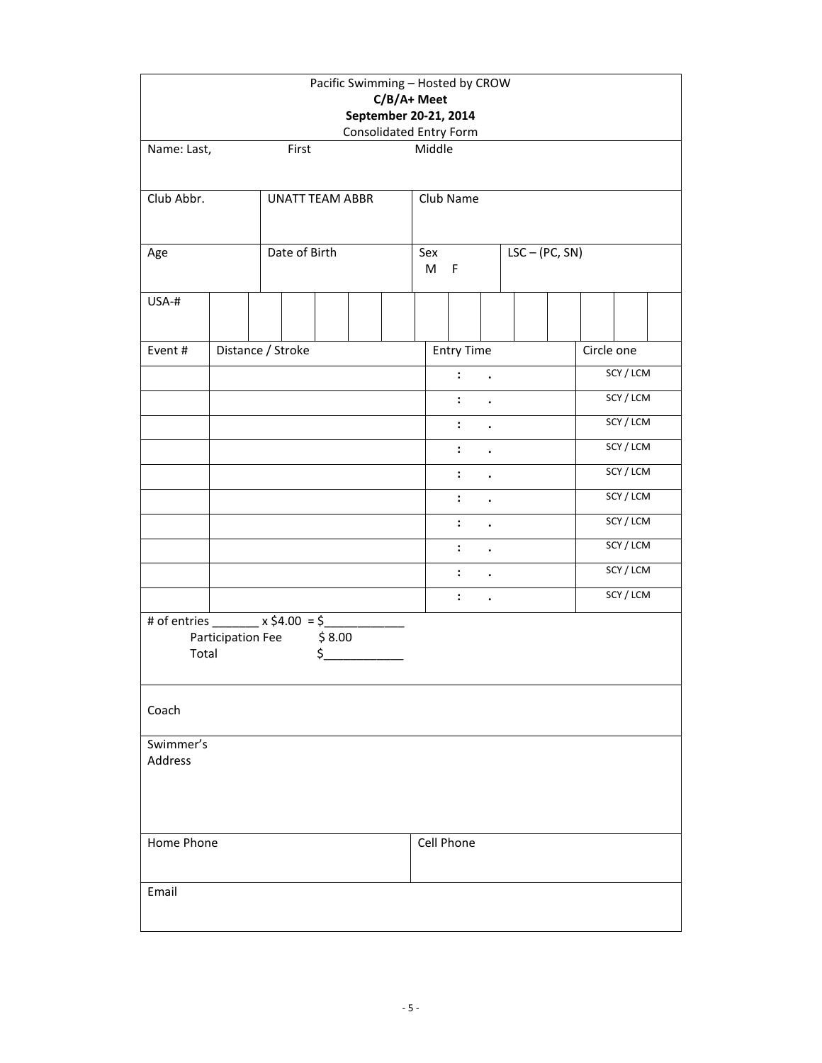Pacific Swimming – Hosted by CROW

**C/B/A+ Meet**

**September 20-21, 2014**

Consolidated Entry Form

| | | | |
|---|---|---|---|
| Name: Last, | First | Middle | |
| Club Abbr. | UNATT TEAM ABBR | Club Name | |
| Age | Date of Birth | Sex M F | LSC – (PC, SN) |
| USA-# | | | |

| Event # | Distance / Stroke | Entry Time | Circle one |
|---|---|---|---|
| | | : . | SCY / LCM |
| | | : . | SCY / LCM |
| | | : . | SCY / LCM |
| | | : . | SCY / LCM |
| | | : . | SCY / LCM |
| | | : . | SCY / LCM |
| | | : . | SCY / LCM |
| | | : . | SCY / LCM |
| | | : . | SCY / LCM |
| | | : . | SCY / LCM |

# of entries _______ x $4.00 = $____________

Participation Fee $ 8.00

Total $____________

| | |
|---|---|
| Coach | |
| Swimmer's Address | |
| Home Phone | Cell Phone |
| Email | |